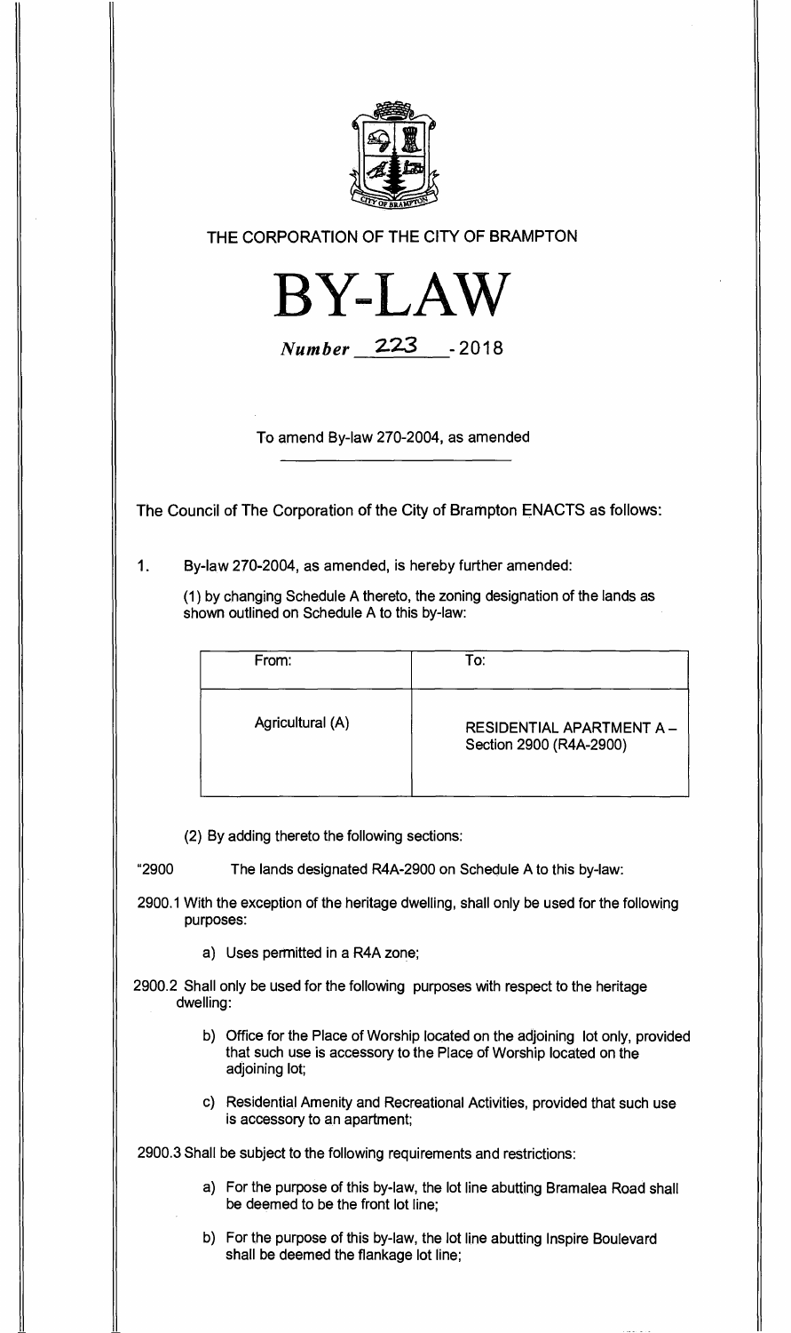THE CORPORATION OF THE CITY OF BRAMPTON

# BY-LAW

*Number* 223 - 2018

To amend By-law 270-2004, as amended

The Council of The Corporation of the City of Brampton ENACTS as follows:

1. By-law 270-2004, as amended, is hereby further amended:

   (1) by changing Schedule A thereto, the zoning designation of the lands as shown outlined on Schedule A to this by-law:

| From: | To: |
| --- | --- |
| Agricultural (A) | RESIDENTIAL APARTMENT A – Section 2900 (R4A-2900) |

   (2) By adding thereto the following sections:

"2900 The lands designated R4A-2900 on Schedule A to this by-law:

2900.1 With the exception of the heritage dwelling, shall only be used for the following purposes:

   a) Uses permitted in a R4A zone;

2900.2 Shall only be used for the following purposes with respect to the heritage dwelling:

   b) Office for the Place of Worship located on the adjoining lot only, provided that such use is accessory to the Place of Worship located on the adjoining lot;

   c) Residential Amenity and Recreational Activities, provided that such use is accessory to an apartment;

2900.3 Shall be subject to the following requirements and restrictions:

   a) For the purpose of this by-law, the lot line abutting Bramalea Road shall be deemed to be the front lot line;

   b) For the purpose of this by-law, the lot line abutting Inspire Boulevard shall be deemed the flankage lot line;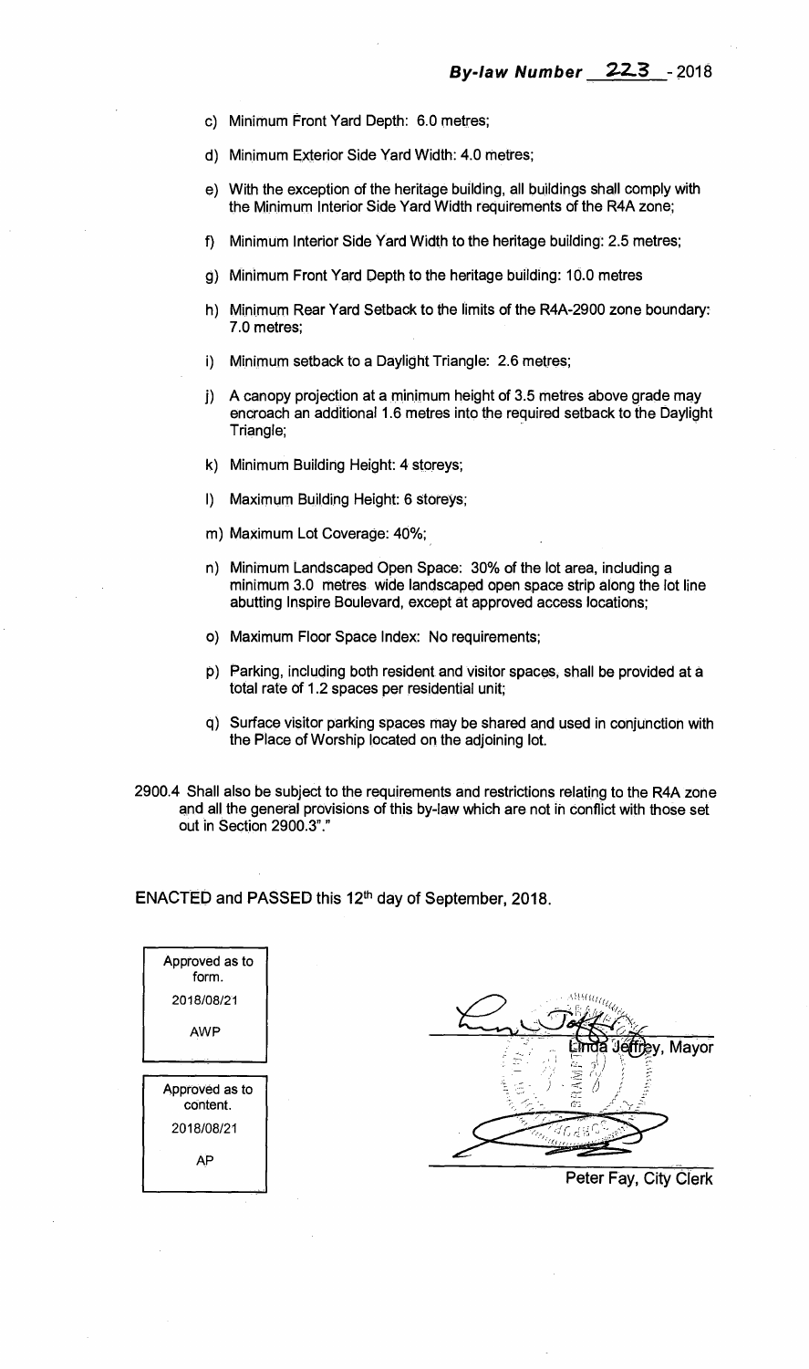c) Minimum Front Yard Depth: 6.0 metres;

d) Minimum Exterior Side Yard Width: 4.0 metres;

e) With the exception of the heritage building, all buildings shall comply with the Minimum Interior Side Yard Width requirements of the R4A zone;

f) Minimum Interior Side Yard Width to the heritage building: 2.5 metres;

g) Minimum Front Yard Depth to the heritage building: 10.0 metres

h) Minimum Rear Yard Setback to the limits of the R4A-2900 zone boundary: 7.0 metres;

i) Minimum setback to a Daylight Triangle: 2.6 metres;

j) A canopy projection at a minimum height of 3.5 metres above grade may encroach an additional 1.6 metres into the required setback to the Daylight Triangle;

k) Minimum Building Height: 4 storeys;

l) Maximum Building Height: 6 storeys;

m) Maximum Lot Coverage: 40%;

n) Minimum Landscaped Open Space: 30% of the lot area, including a minimum 3.0 metres wide landscaped open space strip along the lot line abutting Inspire Boulevard, except at approved access locations;

o) Maximum Floor Space Index: No requirements;

p) Parking, including both resident and visitor spaces, shall be provided at a total rate of 1.2 spaces per residential unit;

q) Surface visitor parking spaces may be shared and used in conjunction with the Place of Worship located on the adjoining lot.

2900.4 Shall also be subject to the requirements and restrictions relating to the R4A zone and all the general provisions of this by-law which are not in conflict with those set out in Section 2900.3"."

ENACTED and PASSED this 12th day of September, 2018.

| Approved as to form. |
|---|
| 2018/08/21 |
| AWP |

| Approved as to content. |
|---|
| 2018/08/21 |
| AP |

Linda Jeffrey, Mayor

Peter Fay, City Clerk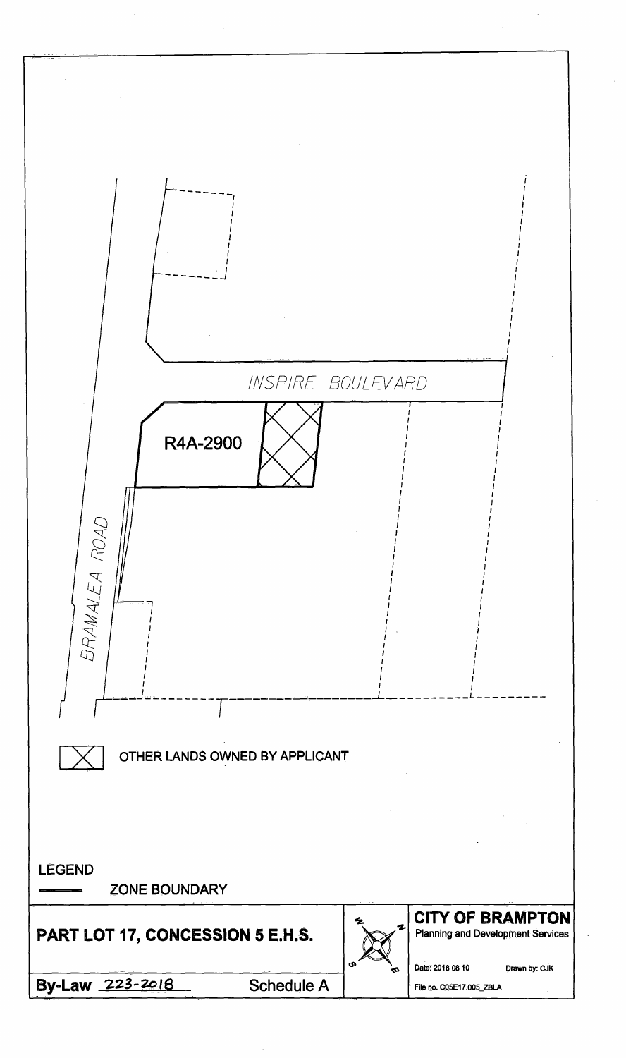INSPIRE BOULEVARD

R4A-2900

BRAMALEA ROAD

OTHER LANDS OWNED BY APPLICANT

LEGEND

ZONE BOUNDARY

**PART LOT 17, CONCESSION 5 E.H.S.**

**By-Law** 223-2018 **Schedule A**

**CITY OF BRAMPTON**
Planning and Development Services

Date: 2018 08 10 Drawn by: CJK

File no. C05E17.005_ZBLA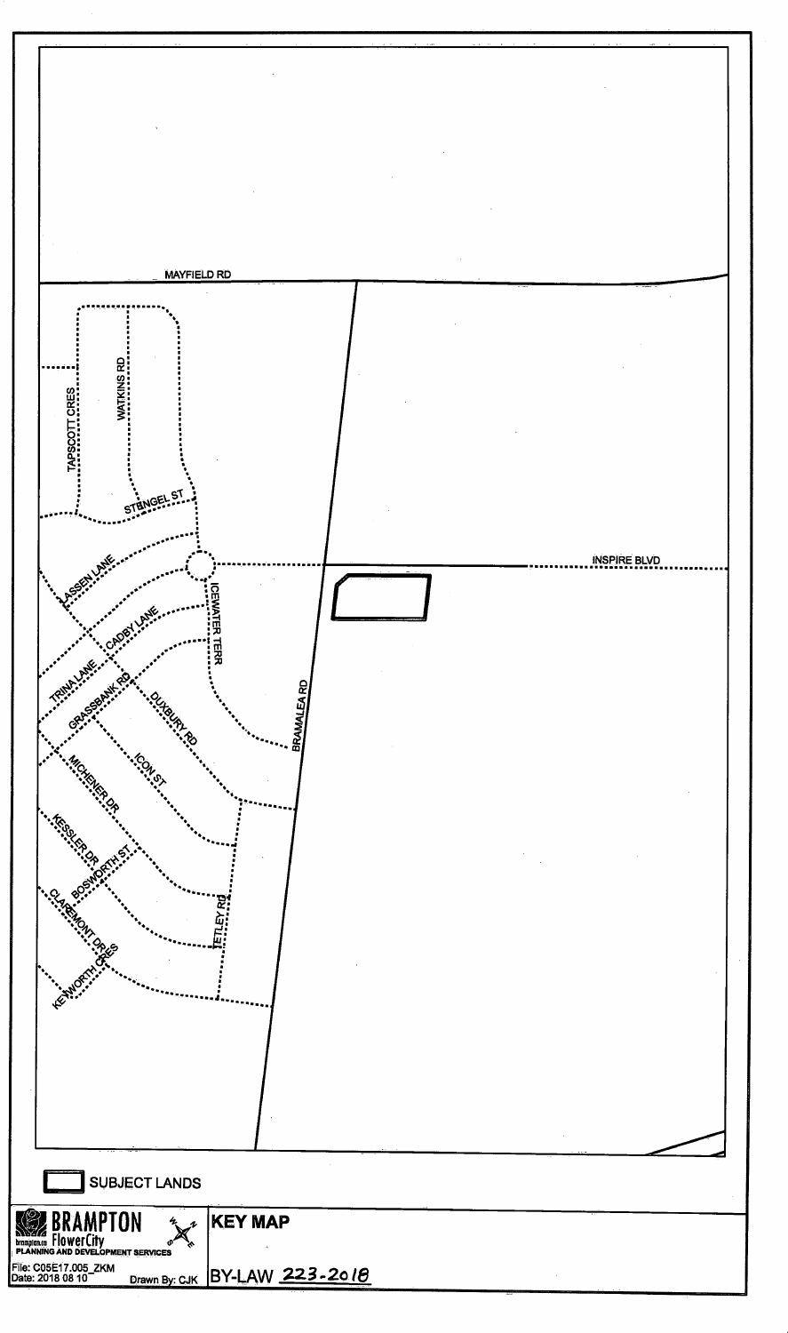MAYFIELD RD

TAPSCOTT CRES

WATKINS RD

STENGEL ST

LASSEN LANE

INSPIRE BLVD

ICEWATER TERR

CADBY LANE

TRINA LANE

GRASSBANK RD

DUXBURY RD

BRAMALEA RD

MICHENER DR

ICON ST

KESSLER DR

BOSWORTH ST

CLAREMONT DRES

TETLEY RD

KENWORTH CRES

SUBJECT LANDS

**BRAMPTON**
**FlowerCity**
**PLANNING AND DEVELOPMENT SERVICES**

File: C05E17.005_ZKM
Date: 2018 08 10
Drawn By: CJK

**KEY MAP**

BY-LAW 223-2018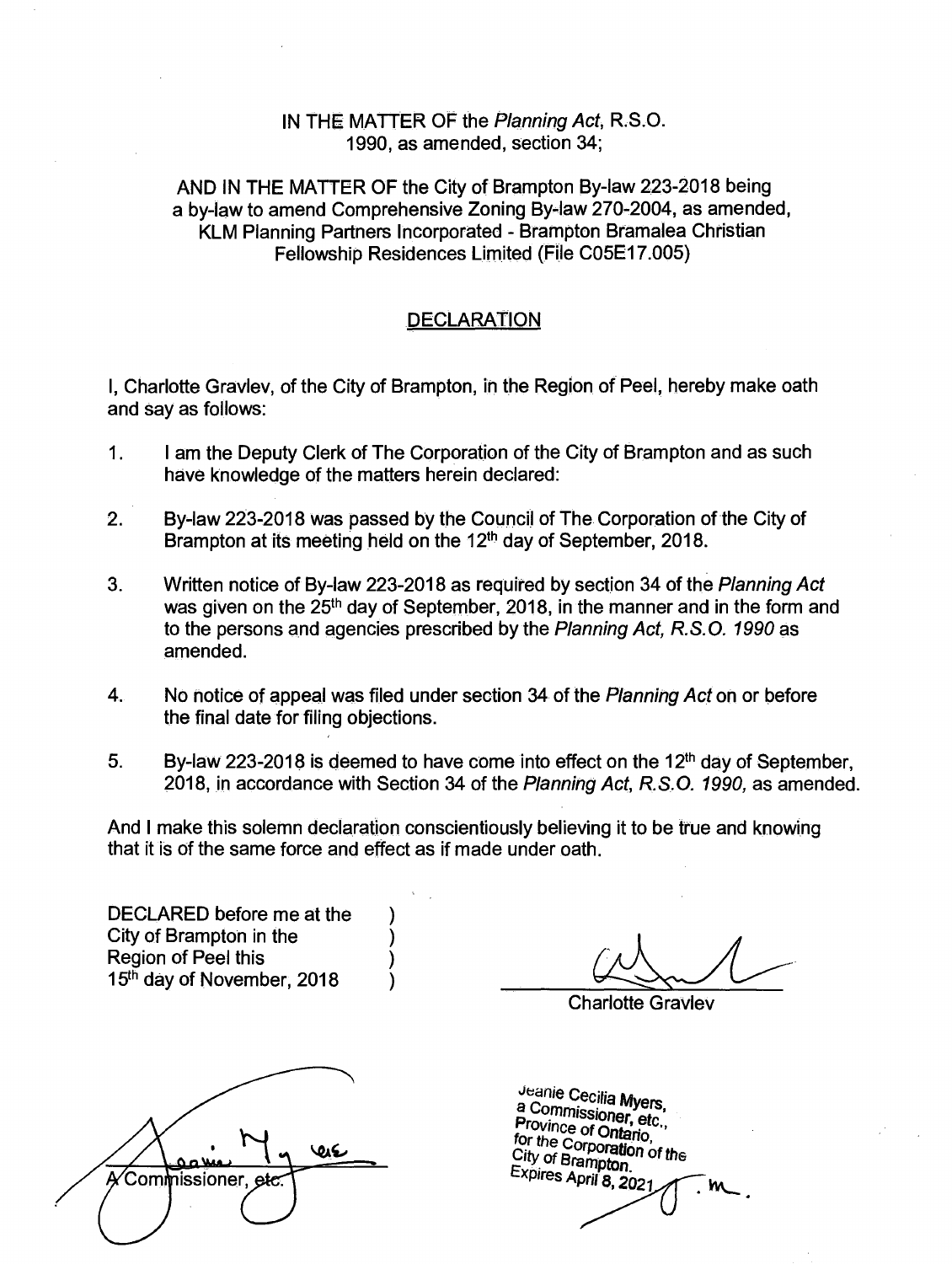IN THE MATTER OF the *Planning Act*, R.S.O. 1990, as amended, section 34;

AND IN THE MATTER OF the City of Brampton By-law 223-2018 being a by-law to amend Comprehensive Zoning By-law 270-2004, as amended, KLM Planning Partners Incorporated - Brampton Bramalea Christian Fellowship Residences Limited (File C05E17.005)

## DECLARATION

I, Charlotte Gravlev, of the City of Brampton, in the Region of Peel, hereby make oath and say as follows:

1. I am the Deputy Clerk of The Corporation of the City of Brampton and as such have knowledge of the matters herein declared:

2. By-law 223-2018 was passed by the Council of The Corporation of the City of Brampton at its meeting held on the 12th day of September, 2018.

3. Written notice of By-law 223-2018 as required by section 34 of the *Planning Act* was given on the 25th day of September, 2018, in the manner and in the form and to the persons and agencies prescribed by the *Planning Act, R.S.O. 1990* as amended.

4. No notice of appeal was filed under section 34 of the *Planning Act* on or before the final date for filing objections.

5. By-law 223-2018 is deemed to have come into effect on the 12th day of September, 2018, in accordance with Section 34 of the *Planning Act, R.S.O. 1990,* as amended.

And I make this solemn declaration conscientiously believing it to be true and knowing that it is of the same force and effect as if made under oath.

DECLARED before me at the City of Brampton in the Region of Peel this 15th day of November, 2018

Charlotte Gravlev

A Commissioner, etc.

Jeanie Cecilia Myers, a Commissioner, etc., Province of Ontario, for the Corporation of the City of Brampton. Expires April 8, 2021